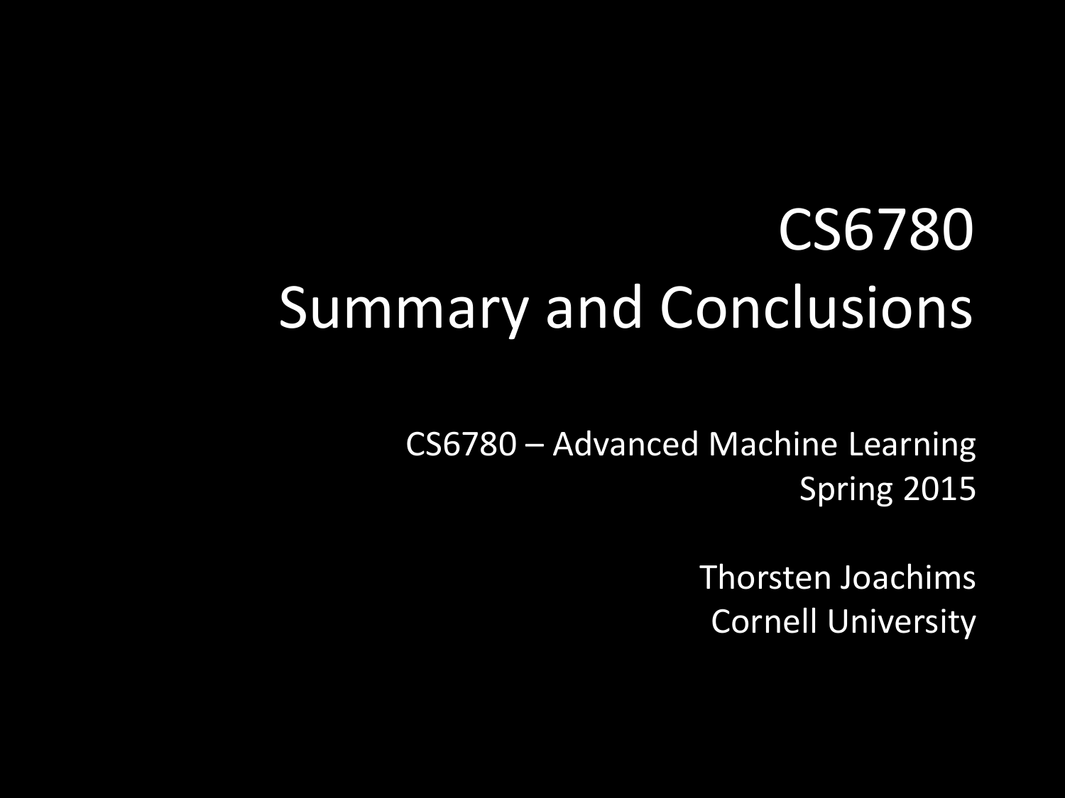# CS6780 Summary and Conclusions

CS6780 – Advanced Machine Learning
Spring 2015

Thorsten Joachims
Cornell University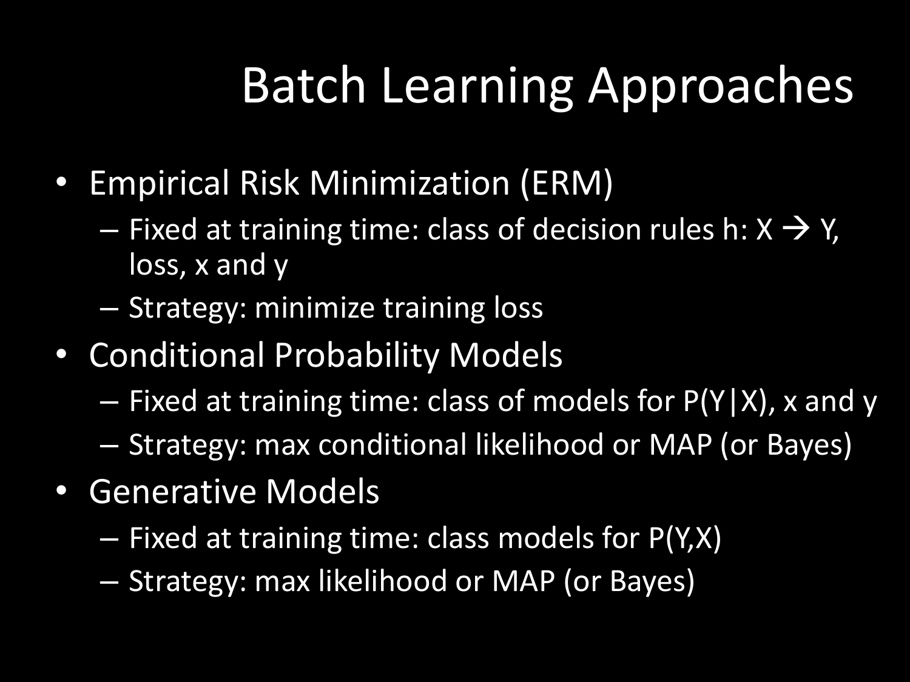# Batch Learning Approaches

- Empirical Risk Minimization (ERM)
  - Fixed at training time: class of decision rules $h: X \rightarrow Y$, loss, x and y
  - Strategy: minimize training loss
- Conditional Probability Models
  - Fixed at training time: class of models for $P(Y|X)$, x and y
  - Strategy: max conditional likelihood or MAP (or Bayes)
- Generative Models
  - Fixed at training time: class models for $P(Y,X)$
  - Strategy: max likelihood or MAP (or Bayes)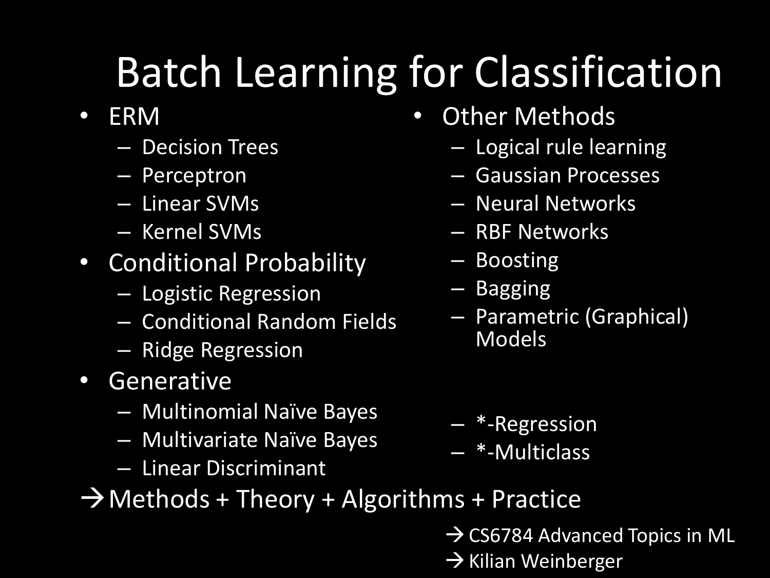# Batch Learning for Classification

- ERM
  - Decision Trees
  - Perceptron
  - Linear SVMs
  - Kernel SVMs
- Conditional Probability
  - Logistic Regression
  - Conditional Random Fields
  - Ridge Regression
- Generative
  - Multinomial Naïve Bayes
  - Multivariate Naïve Bayes
  - Linear Discriminant
- Other Methods
  - Logical rule learning
  - Gaussian Processes
  - Neural Networks
  - RBF Networks
  - Boosting
  - Bagging
  - Parametric (Graphical) Models
  - *-Regression
  - *-Multiclass

→ Methods + Theory + Algorithms + Practice

→ CS6784 Advanced Topics in ML
→ Kilian Weinberger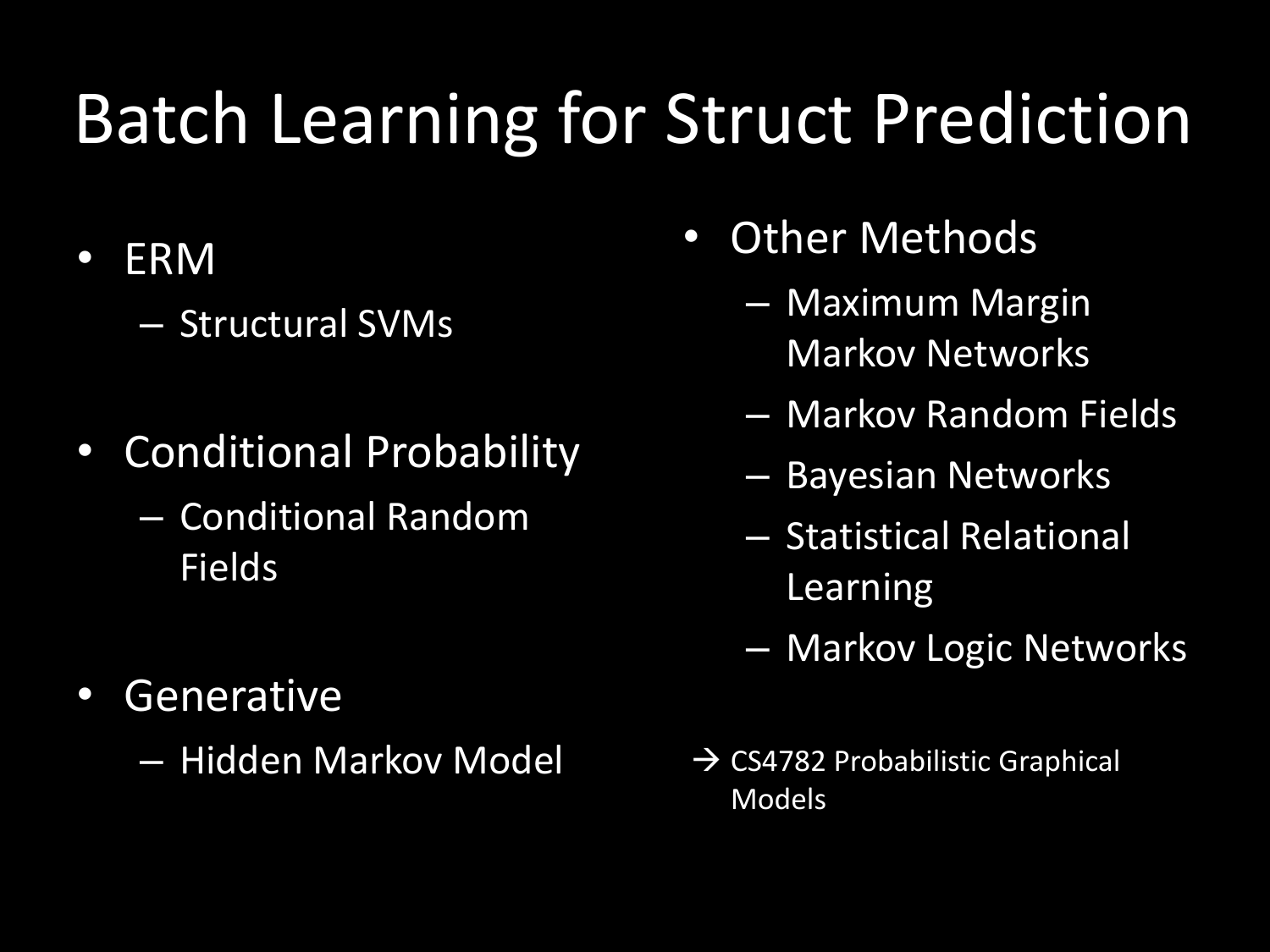# Batch Learning for Struct Prediction

- ERM
  - Structural SVMs
- Conditional Probability
  - Conditional Random Fields
- Generative
  - Hidden Markov Model
- Other Methods
  - Maximum Margin Markov Networks
  - Markov Random Fields
  - Bayesian Networks
  - Statistical Relational Learning
  - Markov Logic Networks

→ CS4782 Probabilistic Graphical Models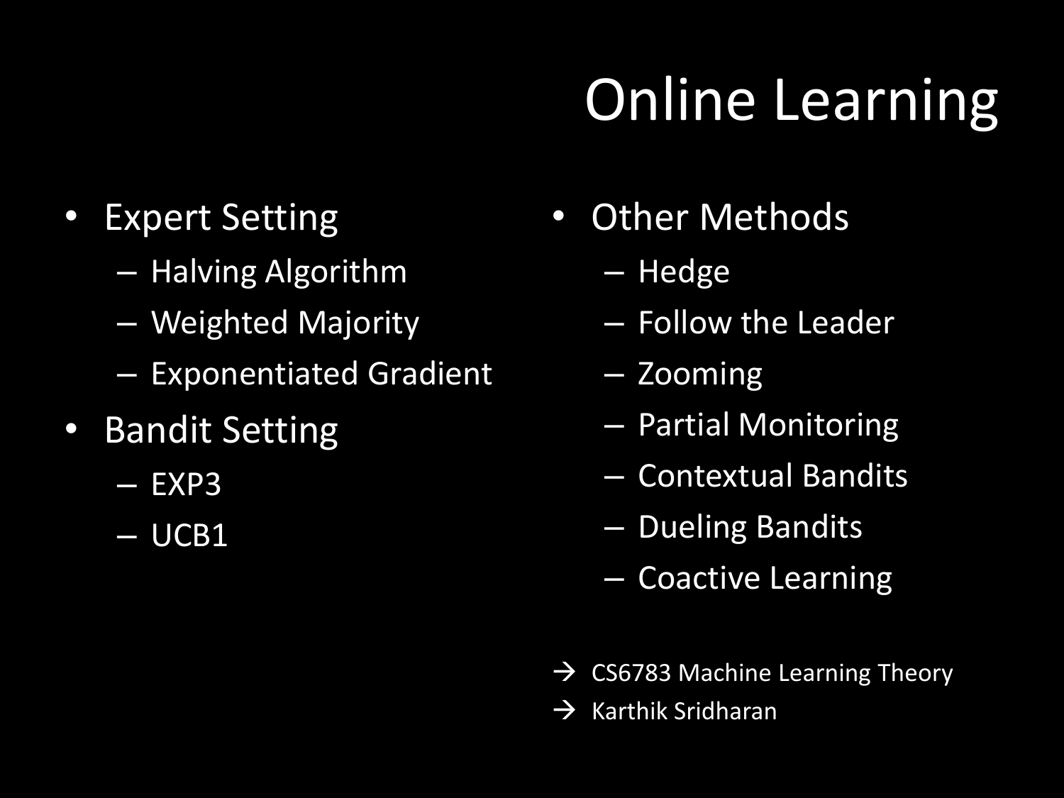# Online Learning

- Expert Setting
  - Halving Algorithm
  - Weighted Majority
  - Exponentiated Gradient
- Bandit Setting
  - EXP3
  - UCB1

- Other Methods
  - Hedge
  - Follow the Leader
  - Zooming
  - Partial Monitoring
  - Contextual Bandits
  - Dueling Bandits
  - Coactive Learning

→ CS6783 Machine Learning Theory

→ Karthik Sridharan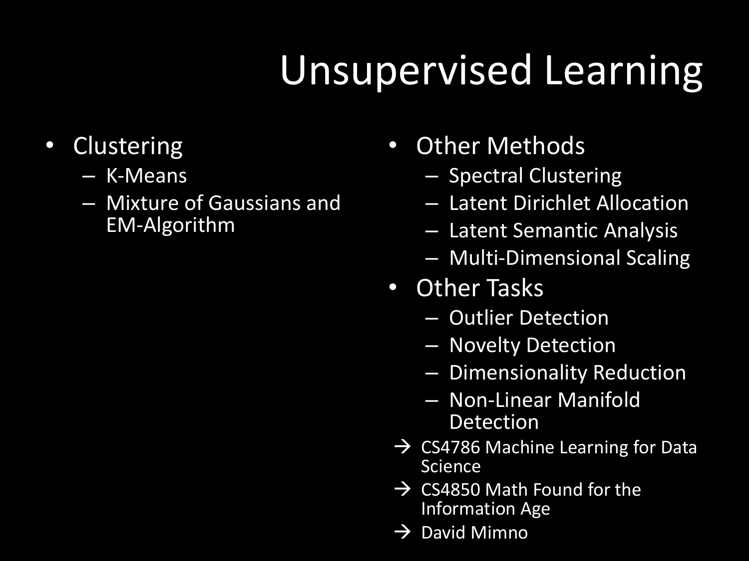# Unsupervised Learning

- Clustering
  - K-Means
  - Mixture of Gaussians and EM-Algorithm

- Other Methods
  - Spectral Clustering
  - Latent Dirichlet Allocation
  - Latent Semantic Analysis
  - Multi-Dimensional Scaling
- Other Tasks
  - Outlier Detection
  - Novelty Detection
  - Dimensionality Reduction
  - Non-Linear Manifold Detection

→ CS4786 Machine Learning for Data Science

→ CS4850 Math Found for the Information Age

→ David Mimno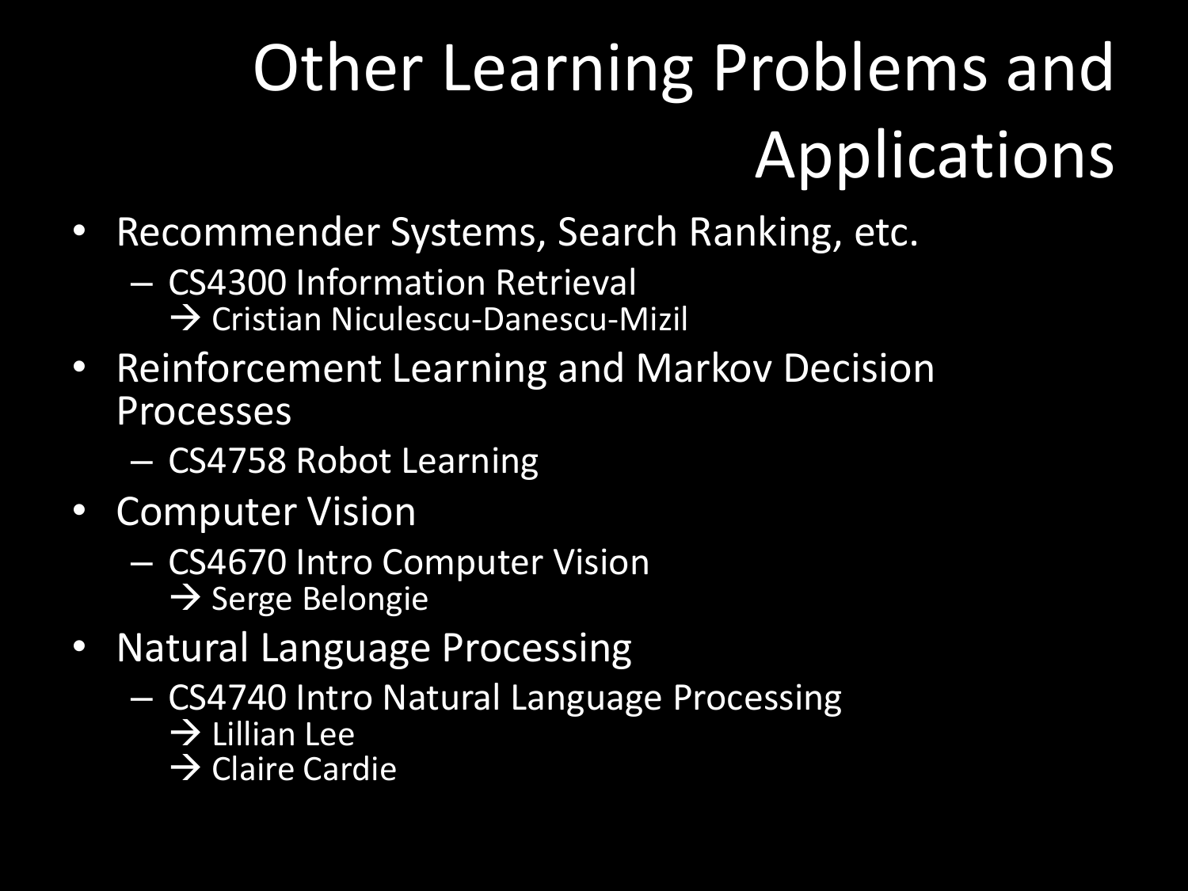# Other Learning Problems and Applications

- Recommender Systems, Search Ranking, etc.
  - CS4300 Information Retrieval
    → Cristian Niculescu-Danescu-Mizil
- Reinforcement Learning and Markov Decision Processes
  - CS4758 Robot Learning
- Computer Vision
  - CS4670 Intro Computer Vision
    → Serge Belongie
- Natural Language Processing
  - CS4740 Intro Natural Language Processing
    → Lillian Lee
    → Claire Cardie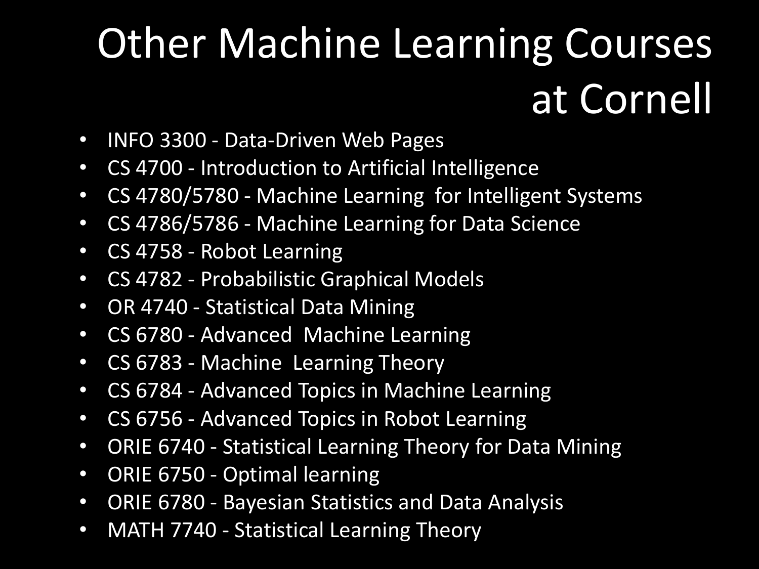# Other Machine Learning Courses at Cornell

- INFO 3300 - Data-Driven Web Pages
- CS 4700 - Introduction to Artificial Intelligence
- CS 4780/5780 - Machine Learning for Intelligent Systems
- CS 4786/5786 - Machine Learning for Data Science
- CS 4758 - Robot Learning
- CS 4782 - Probabilistic Graphical Models
- OR 4740 - Statistical Data Mining
- CS 6780 - Advanced Machine Learning
- CS 6783 - Machine Learning Theory
- CS 6784 - Advanced Topics in Machine Learning
- CS 6756 - Advanced Topics in Robot Learning
- ORIE 6740 - Statistical Learning Theory for Data Mining
- ORIE 6750 - Optimal learning
- ORIE 6780 - Bayesian Statistics and Data Analysis
- MATH 7740 - Statistical Learning Theory